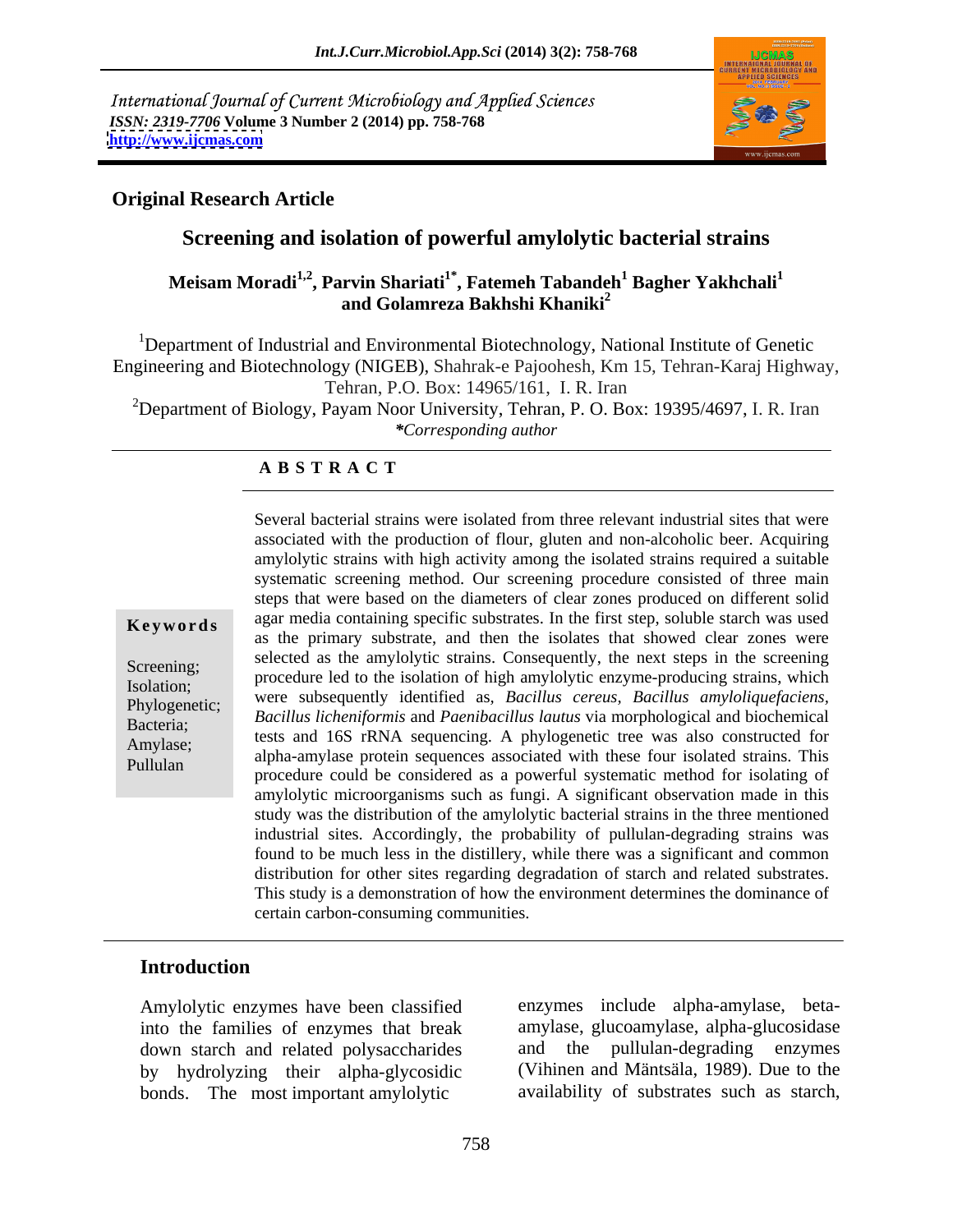International Journal of Current Microbiology and Applied Sciences
*ISSN: 2319-7706* **Volume 3 Number 2 (2014) pp. 758-768**
**http://www.ijcmas.com**

**Original Research Article**

# Screening and isolation of powerful amylolytic bacterial strains

**Meisam Moradi[1,2], Parvin Shariati[1*], Fatemeh Tabandeh[1] Bagher Yakhchali[1] and Golamreza Bakhshi Khaniki[2]**

[1]Department of Industrial and Environmental Biotechnology, National Institute of Genetic Engineering and Biotechnology (NIGEB), Shahrak-e Pajoohesh, Km 15, Tehran-Karaj Highway, Tehran, P.O. Box: 14965/161, I. R. Iran

[2]Department of Biology, Payam Noor University, Tehran, P. O. Box: 19395/4697, I. R. Iran

**\***Corresponding author

## ABSTRACT

**Keywords**

Screening; Isolation; Phylogenetic; Bacteria; Amylase; Pullulan

Several bacterial strains were isolated from three relevant industrial sites that were associated with the production of flour, gluten and non-alcoholic beer. Acquiring amylolytic strains with high activity among the isolated strains required a suitable systematic screening method. Our screening procedure consisted of three main steps that were based on the diameters of clear zones produced on different solid agar media containing specific substrates. In the first step, soluble starch was used as the primary substrate, and then the isolates that showed clear zones were selected as the amylolytic strains. Consequently, the next steps in the screening procedure led to the isolation of high amylolytic enzyme-producing strains, which were subsequently identified as, *Bacillus cereus*, *Bacillus amyloliquefaciens*, *Bacillus licheniformis* and *Paenibacillus lautus* via morphological and biochemical tests and 16S rRNA sequencing. A phylogenetic tree was also constructed for alpha-amylase protein sequences associated with these four isolated strains. This procedure could be considered as a powerful systematic method for isolating of amylolytic microorganisms such as fungi. A significant observation made in this study was the distribution of the amylolytic bacterial strains in the three mentioned industrial sites. Accordingly, the probability of pullulan-degrading strains was found to be much less in the distillery, while there was a significant and common distribution for other sites regarding degradation of starch and related substrates. This study is a demonstration of how the environment determines the dominance of certain carbon-consuming communities.

## Introduction

Amylolytic enzymes have been classified into the families of enzymes that break down starch and related polysaccharides by hydrolyzing their alpha-glycosidic bonds. The most important amylolytic enzymes include alpha-amylase, beta-amylase, glucoamylase, alpha-glucosidase and the pullulan-degrading enzymes (Vihinen and Mäntsäla, 1989). Due to the availability of substrates such as starch,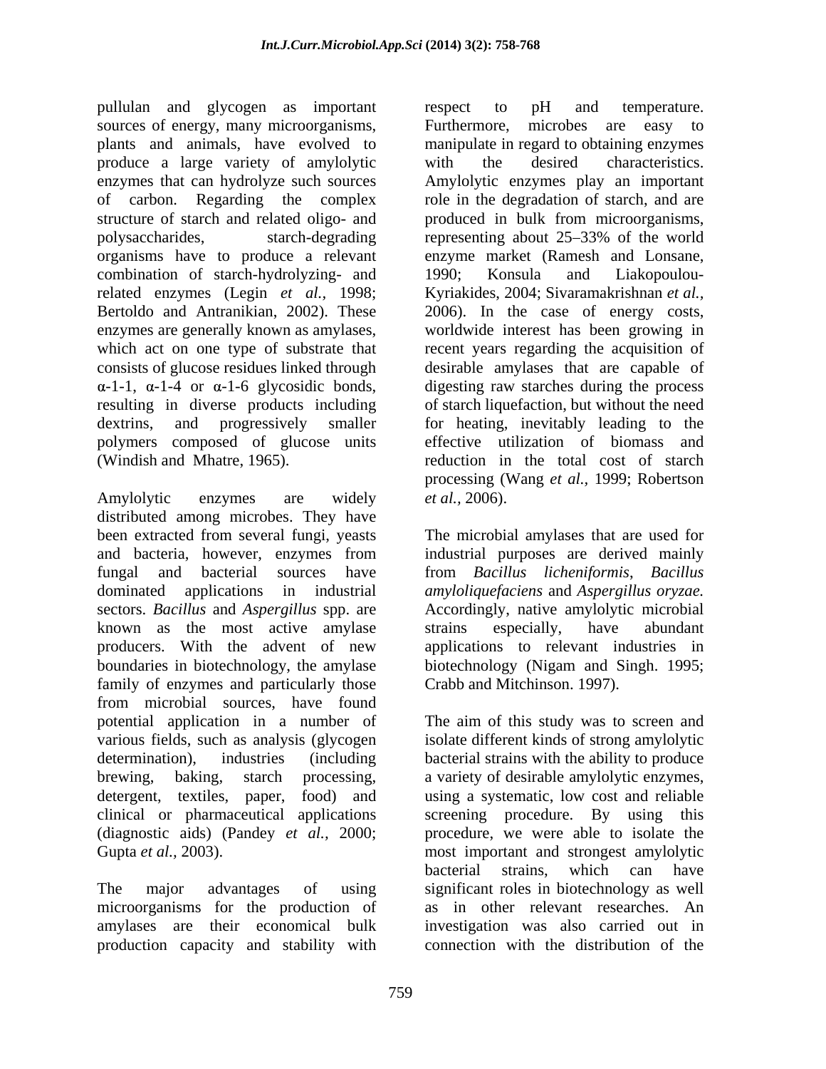pullulan and glycogen as important sources of energy, many microorganisms, plants and animals, have evolved to produce a large variety of amylolytic enzymes that can hydrolyze such sources of carbon. Regarding the complex structure of starch and related oligo- and polysaccharides, starch-degrading organisms have to produce a relevant combination of starch-hydrolyzing- and related enzymes (Legin *et al.,* 1998; Bertoldo and Antranikian, 2002). These enzymes are generally known as amylases, which act on one type of substrate that consists of glucose residues linked through α-1-1, α-1-4 or α-1-6 glycosidic bonds, resulting in diverse products including dextrins, and progressively smaller polymers composed of glucose units (Windish and Mhatre, 1965).

Amylolytic enzymes are widely distributed among microbes. They have been extracted from several fungi, yeasts and bacteria, however, enzymes from fungal and bacterial sources have dominated applications in industrial sectors. *Bacillus* and *Aspergillus* spp. are known as the most active amylase producers. With the advent of new boundaries in biotechnology, the amylase family of enzymes and particularly those from microbial sources, have found potential application in a number of various fields, such as analysis (glycogen determination), industries (including brewing, baking, starch processing, detergent, textiles, paper, food) and clinical or pharmaceutical applications (diagnostic aids) (Pandey *et al.,* 2000; Gupta *et al.,* 2003).

The major advantages of using microorganisms for the production of amylases are their economical bulk production capacity and stability with respect to pH and temperature. Furthermore, microbes are easy to manipulate in regard to obtaining enzymes with the desired characteristics. Amylolytic enzymes play an important role in the degradation of starch, and are produced in bulk from microorganisms, representing about 25–33% of the world enzyme market (Ramesh and Lonsane, 1990; Konsula and Liakopoulou-Kyriakides, 2004; Sivaramakrishnan *et al.,* 2006). In the case of energy costs, worldwide interest has been growing in recent years regarding the acquisition of desirable amylases that are capable of digesting raw starches during the process of starch liquefaction, but without the need for heating, inevitably leading to the effective utilization of biomass and reduction in the total cost of starch processing (Wang *et al.,* 1999; Robertson *et al.,* 2006).

The microbial amylases that are used for industrial purposes are derived mainly from *Bacillus licheniformis*, *Bacillus amyloliquefaciens* and *Aspergillus oryzae.* Accordingly, native amylolytic microbial strains especially, have abundant applications to relevant industries in biotechnology (Nigam and Singh. 1995; Crabb and Mitchinson. 1997).

The aim of this study was to screen and isolate different kinds of strong amylolytic bacterial strains with the ability to produce a variety of desirable amylolytic enzymes, using a systematic, low cost and reliable screening procedure. By using this procedure, we were able to isolate the most important and strongest amylolytic bacterial strains, which can have significant roles in biotechnology as well as in other relevant researches. An investigation was also carried out in connection with the distribution of the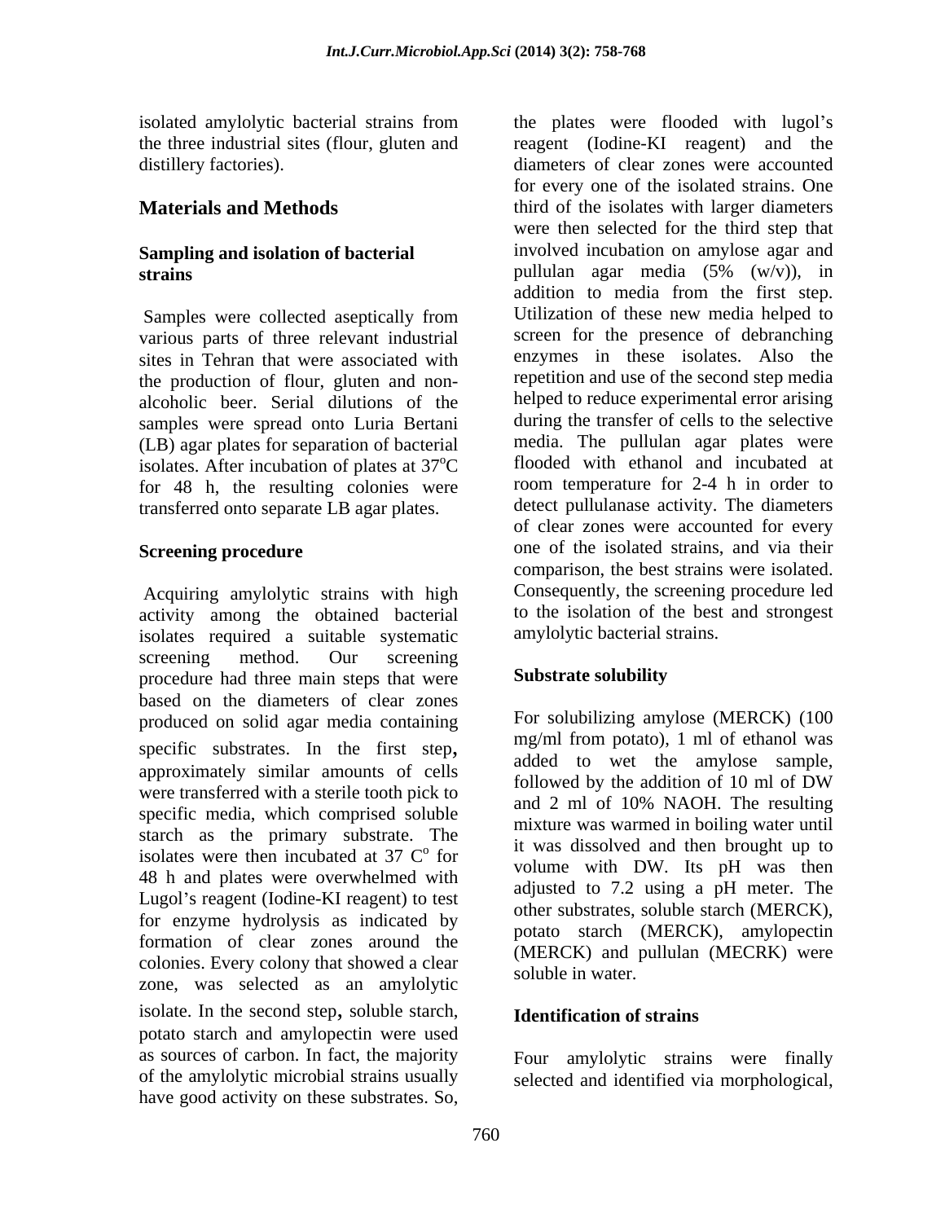isolated amylolytic bacterial strains from the three industrial sites (flour, gluten and distillery factories).

## Materials and Methods

### Sampling and isolation of bacterial strains

Samples were collected aseptically from various parts of three relevant industrial sites in Tehran that were associated with the production of flour, gluten and non-alcoholic beer. Serial dilutions of the samples were spread onto Luria Bertani (LB) agar plates for separation of bacterial isolates. After incubation of plates at 37$^{o}$C for 48 h, the resulting colonies were transferred onto separate LB agar plates.

### Screening procedure

Acquiring amylolytic strains with high activity among the obtained bacterial isolates required a suitable systematic screening method. Our screening procedure had three main steps that were based on the diameters of clear zones produced on solid agar media containing specific substrates. In the first step, approximately similar amounts of cells were transferred with a sterile tooth pick to specific media, which comprised soluble starch as the primary substrate. The isolates were then incubated at 37 C$^{o}$ for 48 h and plates were overwhelmed with Lugol's reagent (Iodine-KI reagent) to test for enzyme hydrolysis as indicated by formation of clear zones around the colonies. Every colony that showed a clear zone, was selected as an amylolytic isolate. In the second step, soluble starch, potato starch and amylopectin were used as sources of carbon. In fact, the majority of the amylolytic microbial strains usually have good activity on these substrates. So, the plates were flooded with lugol's reagent (Iodine-KI reagent) and the diameters of clear zones were accounted for every one of the isolated strains. One third of the isolates with larger diameters were then selected for the third step that involved incubation on amylose agar and pullulan agar media (5% (w/v)), in addition to media from the first step. Utilization of these new media helped to screen for the presence of debranching enzymes in these isolates. Also the repetition and use of the second step media helped to reduce experimental error arising during the transfer of cells to the selective media. The pullulan agar plates were flooded with ethanol and incubated at room temperature for 2-4 h in order to detect pullulanase activity. The diameters of clear zones were accounted for every one of the isolated strains, and via their comparison, the best strains were isolated. Consequently, the screening procedure led to the isolation of the best and strongest amylolytic bacterial strains.

### Substrate solubility

For solubilizing amylose (MERCK) (100 mg/ml from potato), 1 ml of ethanol was added to wet the amylose sample, followed by the addition of 10 ml of DW and 2 ml of 10% NAOH. The resulting mixture was warmed in boiling water until it was dissolved and then brought up to volume with DW. Its pH was then adjusted to 7.2 using a pH meter. The other substrates, soluble starch (MERCK), potato starch (MERCK), amylopectin (MERCK) and pullulan (MECRK) were soluble in water.

### Identification of strains

Four amylolytic strains were finally selected and identified via morphological,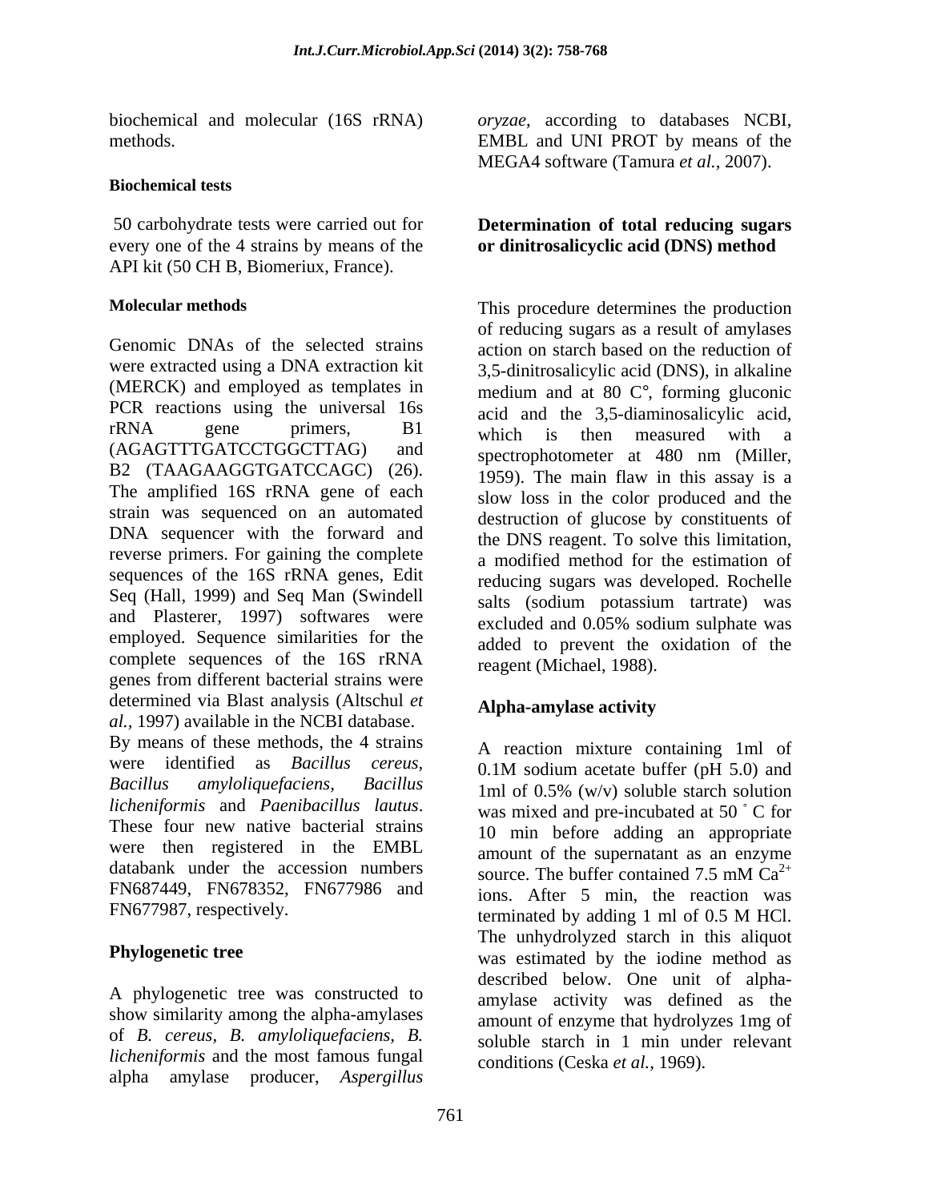biochemical and molecular (16S rRNA) methods.

**Biochemical tests**

50 carbohydrate tests were carried out for every one of the 4 strains by means of the API kit (50 CH B, Biomeriux, France).

**Molecular methods**

Genomic DNAs of the selected strains were extracted using a DNA extraction kit (MERCK) and employed as templates in PCR reactions using the universal 16s rRNA gene primers, B1 (AGAGTTTGATCCTGGCTTAG) and B2 (TAAGAAGGTGATCCAGC) (26). The amplified 16S rRNA gene of each strain was sequenced on an automated DNA sequencer with the forward and reverse primers. For gaining the complete sequences of the 16S rRNA genes, Edit Seq (Hall, 1999) and Seq Man (Swindell and Plasterer, 1997) softwares were employed. Sequence similarities for the complete sequences of the 16S rRNA genes from different bacterial strains were determined via Blast analysis (Altschul *et al.,* 1997) available in the NCBI database. By means of these methods, the 4 strains were identified as *Bacillus cereus*, *Bacillus amyloliquefaciens*, *Bacillus licheniformis* and *Paenibacillus lautus*. These four new native bacterial strains were then registered in the EMBL databank under the accession numbers FN687449, FN678352, FN677986 and FN677987, respectively.

**Phylogenetic tree**

A phylogenetic tree was constructed to show similarity among the alpha-amylases of *B. cereus*, *B. amyloliquefaciens*, *B. licheniformis* and the most famous fungal alpha amylase producer, *Aspergillus oryzae*, according to databases NCBI, EMBL and UNI PROT by means of the MEGA4 software (Tamura *et al.,* 2007).

**Determination of total reducing sugars or dinitrosalicyclic acid (DNS) method**

This procedure determines the production of reducing sugars as a result of amylases action on starch based on the reduction of 3,5-dinitrosalicylic acid (DNS), in alkaline medium and at 80 C°, forming gluconic acid and the 3,5-diaminosalicylic acid, which is then measured with a spectrophotometer at 480 nm (Miller, 1959). The main flaw in this assay is a slow loss in the color produced and the destruction of glucose by constituents of the DNS reagent. To solve this limitation, a modified method for the estimation of reducing sugars was developed. Rochelle salts (sodium potassium tartrate) was excluded and 0.05% sodium sulphate was added to prevent the oxidation of the reagent (Michael, 1988).

**Alpha-amylase activity**

A reaction mixture containing 1ml of 0.1M sodium acetate buffer (pH 5.0) and 1ml of 0.5% (w/v) soluble starch solution was mixed and pre-incubated at 50 ˚ C for 10 min before adding an appropriate amount of the supernatant as an enzyme source. The buffer contained 7.5 mM $Ca^{2+}$ ions. After 5 min, the reaction was terminated by adding 1 ml of 0.5 M HCl. The unhydrolyzed starch in this aliquot was estimated by the iodine method as described below. One unit of alpha-amylase activity was defined as the amount of enzyme that hydrolyzes 1mg of soluble starch in 1 min under relevant conditions (Ceska *et al.,* 1969).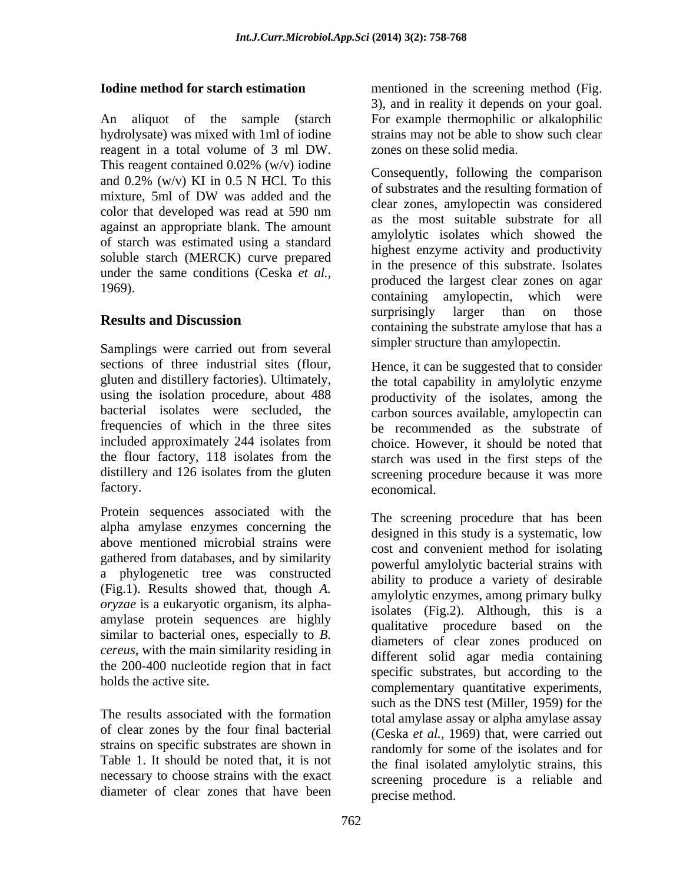**Iodine method for starch estimation**

An aliquot of the sample (starch hydrolysate) was mixed with 1ml of iodine reagent in a total volume of 3 ml DW. This reagent contained 0.02% (w/v) iodine and 0.2% (w/v) KI in 0.5 N HCl. To this mixture, 5ml of DW was added and the color that developed was read at 590 nm against an appropriate blank. The amount of starch was estimated using a standard soluble starch (MERCK) curve prepared under the same conditions (Ceska *et al.,* 1969).

## Results and Discussion

Samplings were carried out from several sections of three industrial sites (flour, gluten and distillery factories). Ultimately, using the isolation procedure, about 488 bacterial isolates were secluded, the frequencies of which in the three sites included approximately 244 isolates from the flour factory, 118 isolates from the distillery and 126 isolates from the gluten factory.

Protein sequences associated with the alpha amylase enzymes concerning the above mentioned microbial strains were gathered from databases, and by similarity a phylogenetic tree was constructed (Fig.1). Results showed that, though *A. oryzae* is a eukaryotic organism, its alpha-amylase protein sequences are highly similar to bacterial ones, especially to *B. cereus*, with the main similarity residing in the 200-400 nucleotide region that in fact holds the active site.

The results associated with the formation of clear zones by the four final bacterial strains on specific substrates are shown in Table 1. It should be noted that, it is not necessary to choose strains with the exact diameter of clear zones that have been mentioned in the screening method (Fig. 3), and in reality it depends on your goal. For example thermophilic or alkalophilic strains may not be able to show such clear zones on these solid media.

Consequently, following the comparison of substrates and the resulting formation of clear zones, amylopectin was considered as the most suitable substrate for all amylolytic isolates which showed the highest enzyme activity and productivity in the presence of this substrate. Isolates produced the largest clear zones on agar containing amylopectin, which were surprisingly larger than on those containing the substrate amylose that has a simpler structure than amylopectin.

Hence, it can be suggested that to consider the total capability in amylolytic enzyme productivity of the isolates, among the carbon sources available, amylopectin can be recommended as the substrate of choice. However, it should be noted that starch was used in the first steps of the screening procedure because it was more economical.

The screening procedure that has been designed in this study is a systematic, low cost and convenient method for isolating powerful amylolytic bacterial strains with ability to produce a variety of desirable amylolytic enzymes, among primary bulky isolates (Fig.2). Although, this is a qualitative procedure based on the diameters of clear zones produced on different solid agar media containing specific substrates, but according to the complementary quantitative experiments, such as the DNS test (Miller, 1959) for the total amylase assay or alpha amylase assay (Ceska *et al.*, 1969) that, were carried out randomly for some of the isolates and for the final isolated amylolytic strains, this screening procedure is a reliable and precise method.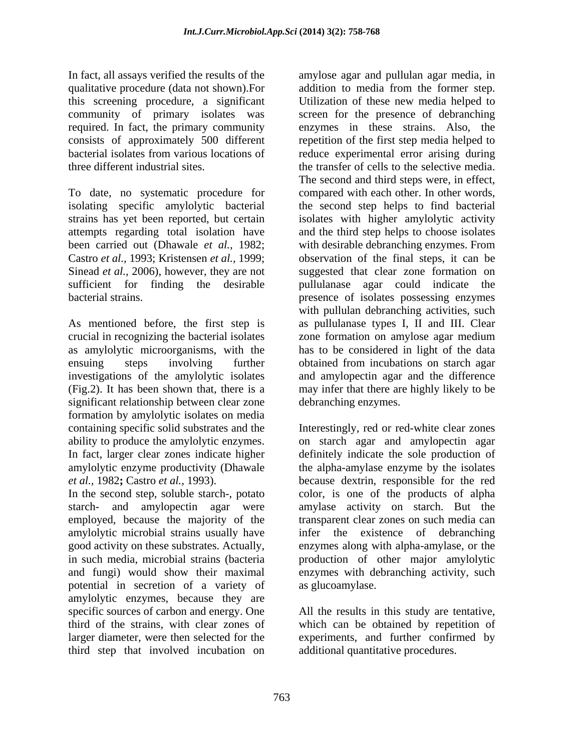In fact, all assays verified the results of the qualitative procedure (data not shown).For this screening procedure, a significant community of primary isolates was required. In fact, the primary community consists of approximately 500 different bacterial isolates from various locations of three different industrial sites.

To date, no systematic procedure for isolating specific amylolytic bacterial strains has yet been reported, but certain attempts regarding total isolation have been carried out (Dhawale *et al.,* 1982; Castro *et al.,* 1993; Kristensen *et al.,* 1999; Sinead *et al.,* 2006), however, they are not sufficient for finding the desirable bacterial strains.

As mentioned before, the first step is crucial in recognizing the bacterial isolates as amylolytic microorganisms, with the ensuing steps involving further investigations of the amylolytic isolates (Fig.2). It has been shown that, there is a significant relationship between clear zone formation by amylolytic isolates on media containing specific solid substrates and the ability to produce the amylolytic enzymes. In fact, larger clear zones indicate higher amylolytic enzyme productivity (Dhawale *et al.,* 1982**;** Castro *et al.,* 1993).

In the second step, soluble starch-, potato starch- and amylopectin agar were employed, because the majority of the amylolytic microbial strains usually have good activity on these substrates. Actually, in such media, microbial strains (bacteria and fungi) would show their maximal potential in secretion of a variety of amylolytic enzymes, because they are specific sources of carbon and energy. One third of the strains, with clear zones of larger diameter, were then selected for the third step that involved incubation on amylose agar and pullulan agar media, in addition to media from the former step. Utilization of these new media helped to screen for the presence of debranching enzymes in these strains. Also, the repetition of the first step media helped to reduce experimental error arising during the transfer of cells to the selective media. The second and third steps were, in effect, compared with each other. In other words, the second step helps to find bacterial isolates with higher amylolytic activity and the third step helps to choose isolates with desirable debranching enzymes. From observation of the final steps, it can be suggested that clear zone formation on pullulanase agar could indicate the presence of isolates possessing enzymes with pullulan debranching activities, such as pullulanase types I, II and III. Clear zone formation on amylose agar medium has to be considered in light of the data obtained from incubations on starch agar and amylopectin agar and the difference may infer that there are highly likely to be debranching enzymes.

Interestingly, red or red-white clear zones on starch agar and amylopectin agar definitely indicate the sole production of the alpha-amylase enzyme by the isolates because dextrin, responsible for the red color, is one of the products of alpha amylase activity on starch. But the transparent clear zones on such media can infer the existence of debranching enzymes along with alpha-amylase, or the production of other major amylolytic enzymes with debranching activity, such as glucoamylase.

All the results in this study are tentative, which can be obtained by repetition of experiments, and further confirmed by additional quantitative procedures.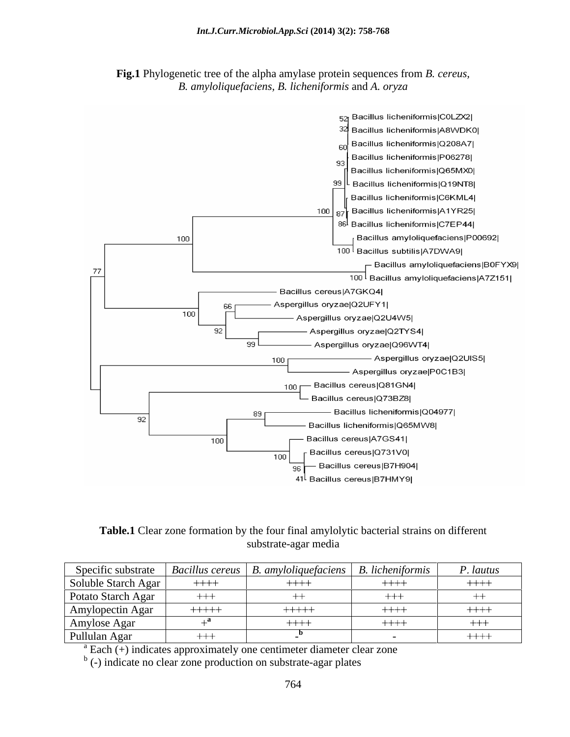**Fig.1** Phylogenetic tree of the alpha amylase protein sequences from *B. cereus*, *B. amyloliquefaciens*, *B. licheniformis* and *A. oryza*

**Table.1** Clear zone formation by the four final amylolytic bacterial strains on different substrate-agar media

| Specific substrate | *Bacillus cereus* | *B. amyloliquefaciens* | *B. licheniformis* | *P. lautus* |
|---|---|---|---|---|
| Soluble Starch Agar | ++++ | ++++ | ++++ | ++++ |
| Potato Starch Agar | +++ | ++ | +++ | ++ |
| Amylopectin Agar | +++++ | +++++ | ++++ | ++++ |
| Amylose Agar | +[a] | ++++ | ++++ | +++ |
| Pullulan Agar | +++ | -[b] | - | ++++ |

[a] Each (+) indicates approximately one centimeter diameter clear zone

[b] (-) indicate no clear zone production on substrate-agar plates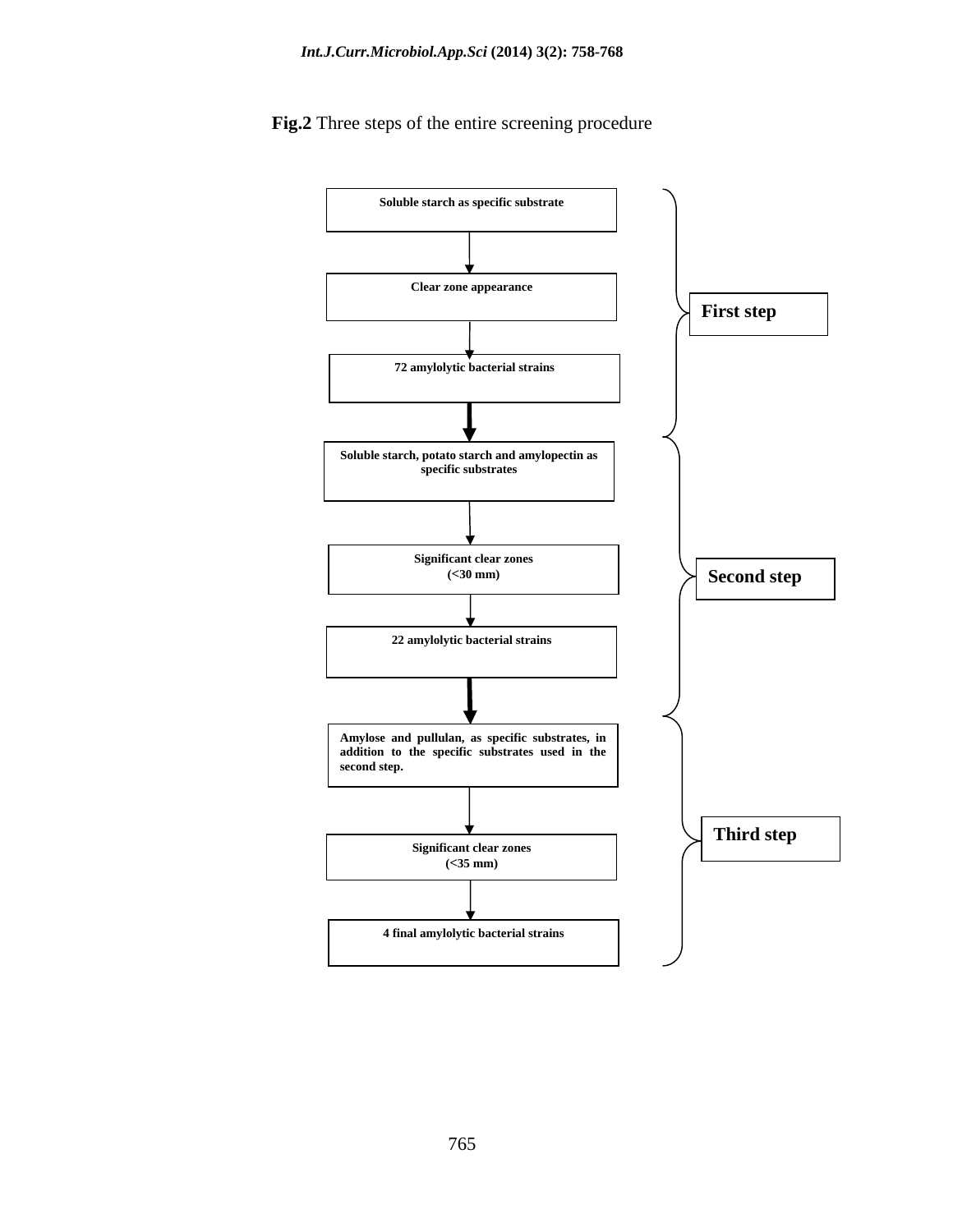**Fig.2** Three steps of the entire screening procedure

**First step**

**Soluble starch as specific substrate**

↓

**Clear zone appearance**

↓

**72 amylolytic bacterial strains**

↓

**Second step**

**Soluble starch, potato starch and amylopectin as specific substrates**

↓

**Significant clear zones (<30 mm)**

↓

**22 amylolytic bacterial strains**

↓

**Third step**

**Amylose and pullulan, as specific substrates, in addition to the specific substrates used in the second step.**

↓

**Significant clear zones (<35 mm)**

↓

**4 final amylolytic bacterial strains**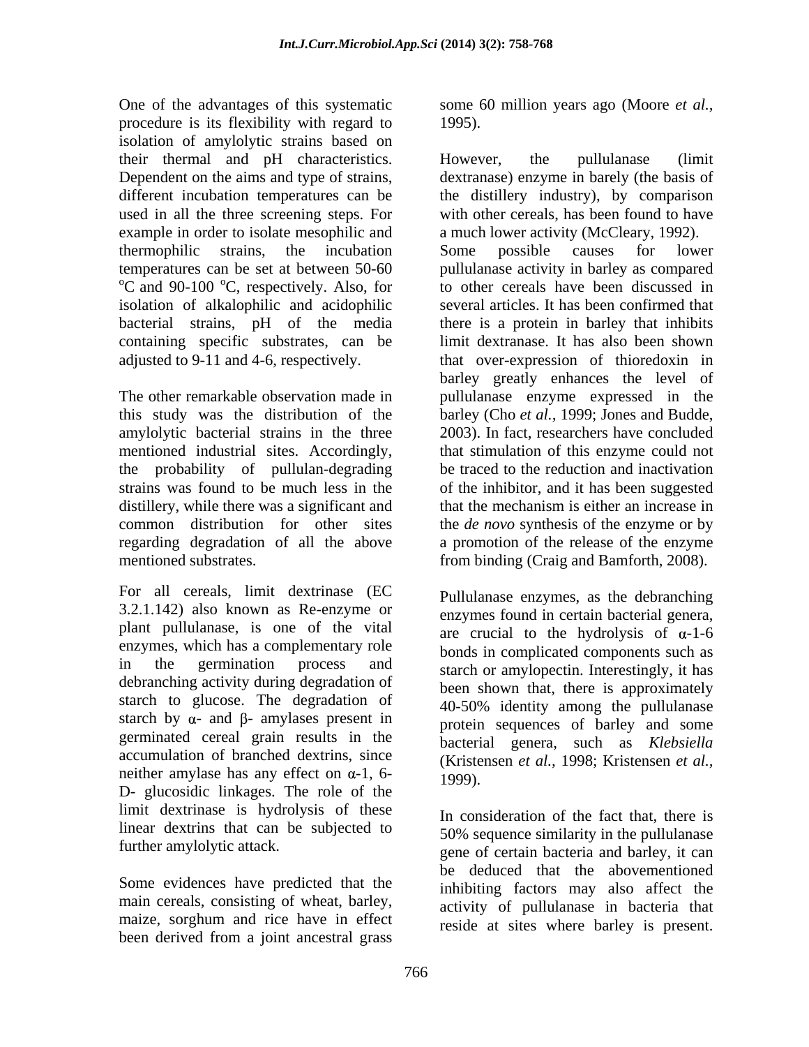One of the advantages of this systematic procedure is its flexibility with regard to isolation of amylolytic strains based on their thermal and pH characteristics. Dependent on the aims and type of strains, different incubation temperatures can be used in all the three screening steps. For example in order to isolate mesophilic and thermophilic strains, the incubation temperatures can be set at between 50-60 $^oC$ and 90-100 $^oC$, respectively. Also, for isolation of alkalophilic and acidophilic bacterial strains, pH of the media containing specific substrates, can be adjusted to 9-11 and 4-6, respectively.

The other remarkable observation made in this study was the distribution of the amylolytic bacterial strains in the three mentioned industrial sites. Accordingly, the probability of pullulan-degrading strains was found to be much less in the distillery, while there was a significant and common distribution for other sites regarding degradation of all the above mentioned substrates.

For all cereals, limit dextrinase (EC 3.2.1.142) also known as Re-enzyme or plant pullulanase, is one of the vital enzymes, which has a complementary role in the germination process and debranching activity during degradation of starch to glucose. The degradation of starch by $\alpha$- and $\beta$- amylases present in germinated cereal grain results in the accumulation of branched dextrins, since neither amylase has any effect on $\alpha$-1, 6- D- glucosidic linkages. The role of the limit dextrinase is hydrolysis of these linear dextrins that can be subjected to further amylolytic attack.

Some evidences have predicted that the main cereals, consisting of wheat, barley, maize, sorghum and rice have in effect been derived from a joint ancestral grass some 60 million years ago (Moore *et al.,* 1995).

However, the pullulanase (limit dextranase) enzyme in barely (the basis of the distillery industry), by comparison with other cereals, has been found to have a much lower activity (McCleary, 1992). Some possible causes for lower pullulanase activity in barley as compared to other cereals have been discussed in several articles. It has been confirmed that there is a protein in barley that inhibits limit dextranase. It has also been shown that over-expression of thioredoxin in barley greatly enhances the level of pullulanase enzyme expressed in the barley (Cho *et al.,* 1999; Jones and Budde, 2003). In fact, researchers have concluded that stimulation of this enzyme could not be traced to the reduction and inactivation of the inhibitor, and it has been suggested that the mechanism is either an increase in the *de novo* synthesis of the enzyme or by a promotion of the release of the enzyme from binding (Craig and Bamforth, 2008).

Pullulanase enzymes, as the debranching enzymes found in certain bacterial genera, are crucial to the hydrolysis of $\alpha$-1-6 bonds in complicated components such as starch or amylopectin. Interestingly, it has been shown that, there is approximately 40-50% identity among the pullulanase protein sequences of barley and some bacterial genera, such as *Klebsiella* (Kristensen *et al.,* 1998; Kristensen *et al.,* 1999).

In consideration of the fact that, there is 50% sequence similarity in the pullulanase gene of certain bacteria and barley, it can be deduced that the abovementioned inhibiting factors may also affect the activity of pullulanase in bacteria that reside at sites where barley is present.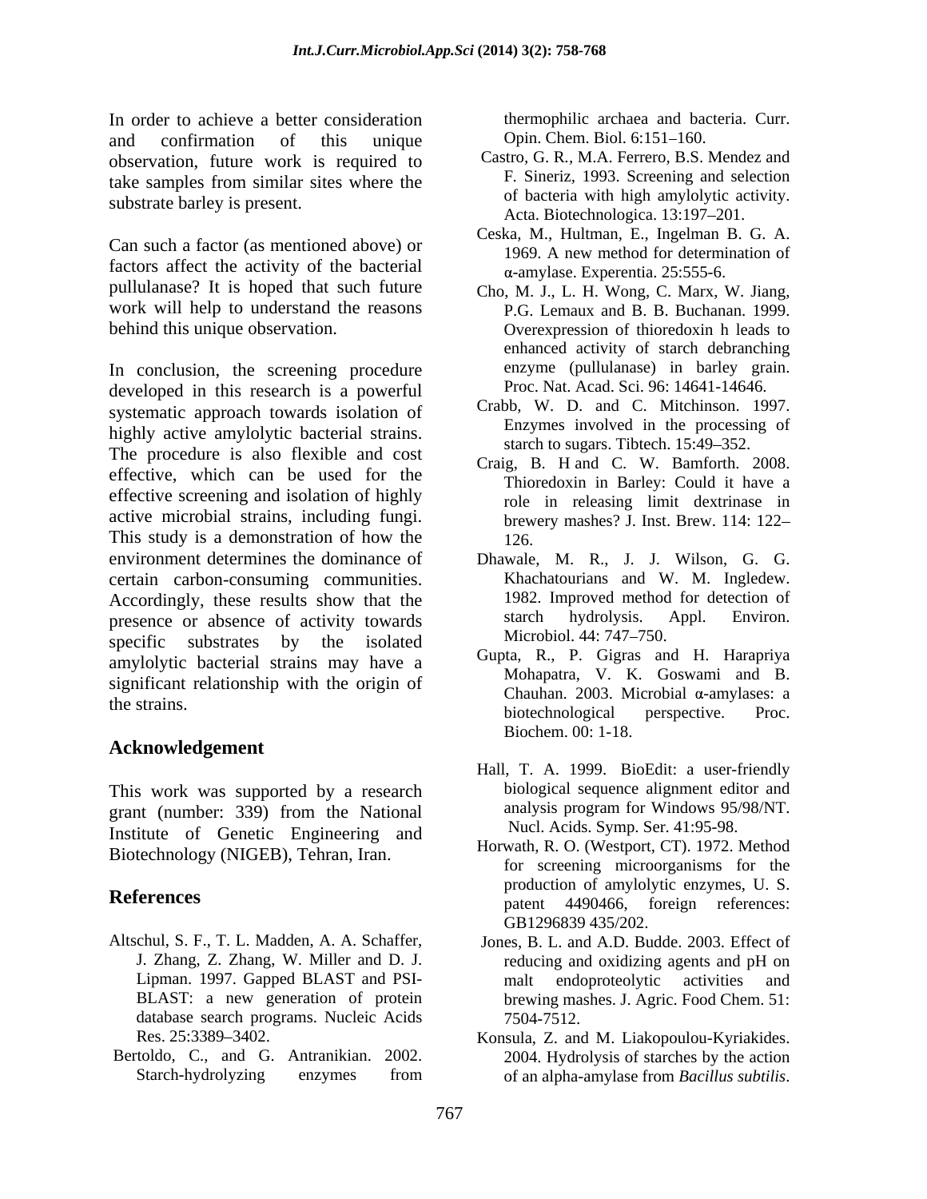In order to achieve a better consideration and confirmation of this unique observation, future work is required to take samples from similar sites where the substrate barley is present.

Can such a factor (as mentioned above) or factors affect the activity of the bacterial pullulanase? It is hoped that such future work will help to understand the reasons behind this unique observation.

In conclusion, the screening procedure developed in this research is a powerful systematic approach towards isolation of highly active amylolytic bacterial strains. The procedure is also flexible and cost effective, which can be used for the effective screening and isolation of highly active microbial strains, including fungi. This study is a demonstration of how the environment determines the dominance of certain carbon-consuming communities. Accordingly, these results show that the presence or absence of activity towards specific substrates by the isolated amylolytic bacterial strains may have a significant relationship with the origin of the strains.

## Acknowledgement

This work was supported by a research grant (number: 339) from the National Institute of Genetic Engineering and Biotechnology (NIGEB), Tehran, Iran.

## References

Altschul, S. F., T. L. Madden, A. A. Schaffer, J. Zhang, Z. Zhang, W. Miller and D. J. Lipman. 1997. Gapped BLAST and PSI-BLAST: a new generation of protein database search programs. Nucleic Acids Res. 25:3389–3402.

Bertoldo, C., and G. Antranikian. 2002. Starch-hydrolyzing enzymes from thermophilic archaea and bacteria. Curr. Opin. Chem. Biol. 6:151–160.

Castro, G. R., M.A. Ferrero, B.S. Mendez and F. Sineriz, 1993. Screening and selection of bacteria with high amylolytic activity. Acta. Biotechnologica. 13:197–201.

Ceska, M., Hultman, E., Ingelman B. G. A. 1969. A new method for determination of α-amylase. Experientia. 25:555-6.

Cho, M. J., L. H. Wong, C. Marx, W. Jiang, P.G. Lemaux and B. B. Buchanan. 1999. Overexpression of thioredoxin h leads to enhanced activity of starch debranching enzyme (pullulanase) in barley grain. Proc. Nat. Acad. Sci. 96: 14641-14646.

Crabb, W. D. and C. Mitchinson. 1997. Enzymes involved in the processing of starch to sugars. Tibtech. 15:49–352.

Craig, B. H and C. W. Bamforth. 2008. Thioredoxin in Barley: Could it have a role in releasing limit dextrinase in brewery mashes? J. Inst. Brew. 114: 122–126.

Dhawale, M. R., J. J. Wilson, G. G. Khachatourians and W. M. Ingledew. 1982. Improved method for detection of starch hydrolysis. Appl. Environ. Microbiol. 44: 747–750.

Gupta, R., P. Gigras and H. Harapriya Mohapatra, V. K. Goswami and B. Chauhan. 2003. Microbial α-amylases: a biotechnological perspective. Proc. Biochem. 00: 1-18.

Hall, T. A. 1999. BioEdit: a user-friendly biological sequence alignment editor and analysis program for Windows 95/98/NT. Nucl. Acids. Symp. Ser. 41:95-98.

Horwath, R. O. (Westport, CT). 1972. Method for screening microorganisms for the production of amylolytic enzymes, U. S. patent 4490466, foreign references: GB1296839 435/202.

Jones, B. L. and A.D. Budde. 2003. Effect of reducing and oxidizing agents and pH on malt endoproteolytic activities and brewing mashes. J. Agric. Food Chem. 51: 7504-7512.

Konsula, Z. and M. Liakopoulou-Kyriakides. 2004. Hydrolysis of starches by the action of an alpha-amylase from *Bacillus subtilis*.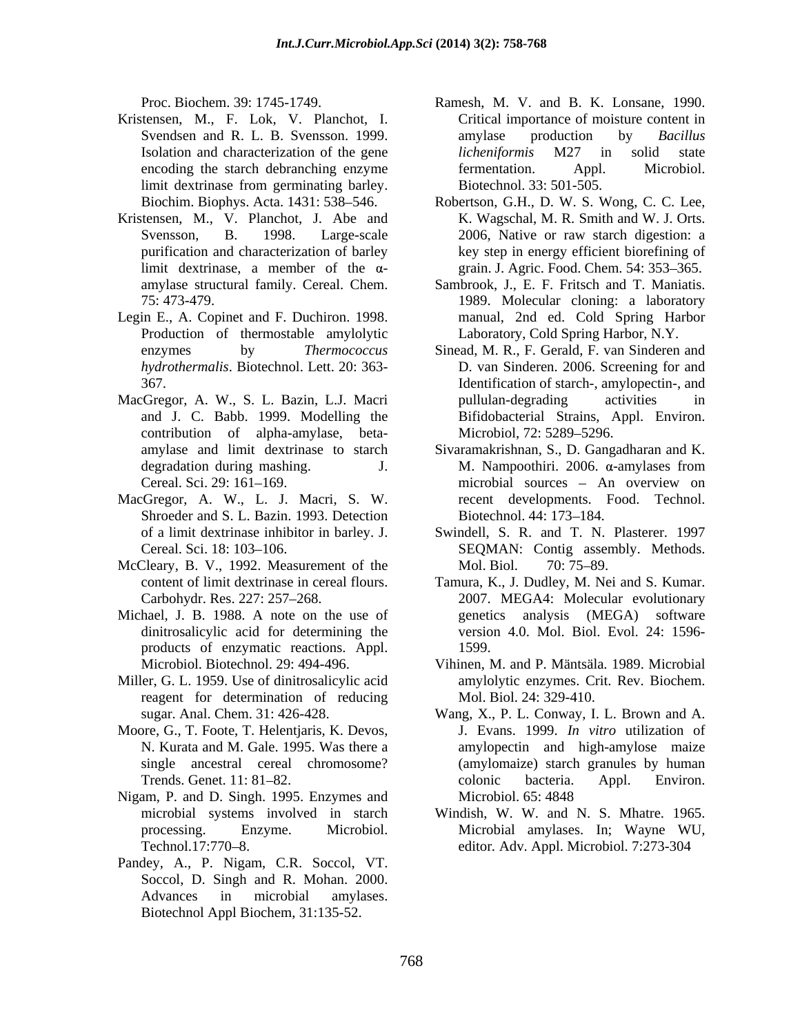Proc. Biochem. 39: 1745-1749.

Kristensen, M., F. Lok, V. Planchot, I. Svendsen and R. L. B. Svensson. 1999. Isolation and characterization of the gene encoding the starch debranching enzyme limit dextrinase from germinating barley. Biochim. Biophys. Acta. 1431: 538–546.

Kristensen, M., V. Planchot, J. Abe and Svensson, B. 1998. Large-scale purification and characterization of barley limit dextrinase, a member of the α-amylase structural family. Cereal. Chem. 75: 473-479.

Legin E., A. Copinet and F. Duchiron. 1998. Production of thermostable amylolytic enzymes by *Thermococcus hydrothermalis*. Biotechnol. Lett. 20: 363-367.

MacGregor, A. W., S. L. Bazin, L.J. Macri and J. C. Babb. 1999. Modelling the contribution of alpha-amylase, beta-amylase and limit dextrinase to starch degradation during mashing. J. Cereal. Sci. 29: 161–169.

MacGregor, A. W., L. J. Macri, S. W. Shroeder and S. L. Bazin. 1993. Detection of a limit dextrinase inhibitor in barley. J. Cereal. Sci. 18: 103–106.

McCleary, B. V., 1992. Measurement of the content of limit dextrinase in cereal flours. Carbohydr. Res. 227: 257–268.

Michael, J. B. 1988. A note on the use of dinitrosalicylic acid for determining the products of enzymatic reactions. Appl. Microbiol. Biotechnol. 29: 494-496.

Miller, G. L. 1959. Use of dinitrosalicylic acid reagent for determination of reducing sugar. Anal. Chem. 31: 426-428.

Moore, G., T. Foote, T. Helentjaris, K. Devos, N. Kurata and M. Gale. 1995. Was there a single ancestral cereal chromosome? Trends. Genet. 11: 81–82.

Nigam, P. and D. Singh. 1995. Enzymes and microbial systems involved in starch processing. Enzyme. Microbiol. Technol.17:770–8.

Pandey, A., P. Nigam, C.R. Soccol, VT. Soccol, D. Singh and R. Mohan. 2000. Advances in microbial amylases. Biotechnol Appl Biochem, 31:135-52.

Ramesh, M. V. and B. K. Lonsane, 1990. Critical importance of moisture content in amylase production by *Bacillus licheniformis* M27 in solid state fermentation. Appl. Microbiol. Biotechnol. 33: 501-505.

Robertson, G.H., D. W. S. Wong, C. C. Lee, K. Wagschal, M. R. Smith and W. J. Orts. 2006, Native or raw starch digestion: a key step in energy efficient biorefining of grain. J. Agric. Food. Chem. 54: 353–365.

Sambrook, J., E. F. Fritsch and T. Maniatis. 1989. Molecular cloning: a laboratory manual, 2nd ed. Cold Spring Harbor Laboratory, Cold Spring Harbor, N.Y.

Sinead, M. R., F. Gerald, F. van Sinderen and D. van Sinderen. 2006. Screening for and Identification of starch-, amylopectin-, and pullulan-degrading activities in Bifidobacterial Strains, Appl. Environ. Microbiol, 72: 5289–5296.

Sivaramakrishnan, S., D. Gangadharan and K. M. Nampoothiri. 2006. α-amylases from microbial sources – An overview on recent developments. Food. Technol. Biotechnol. 44: 173–184.

Swindell, S. R. and T. N. Plasterer. 1997 SEQMAN: Contig assembly. Methods. Mol. Biol. 70: 75–89.

Tamura, K., J. Dudley, M. Nei and S. Kumar. 2007. MEGA4: Molecular evolutionary genetics analysis (MEGA) software version 4.0. Mol. Biol. Evol. 24: 1596-1599.

Vihinen, M. and P. Mäntsäla. 1989. Microbial amylolytic enzymes. Crit. Rev. Biochem. Mol. Biol. 24: 329-410.

Wang, X., P. L. Conway, I. L. Brown and A. J. Evans. 1999. *In vitro* utilization of amylopectin and high-amylose maize (amylomaize) starch granules by human colonic bacteria. Appl. Environ. Microbiol. 65: 4848

Windish, W. W. and N. S. Mhatre. 1965. Microbial amylases. In; Wayne WU, editor. Adv. Appl. Microbiol. 7:273-304